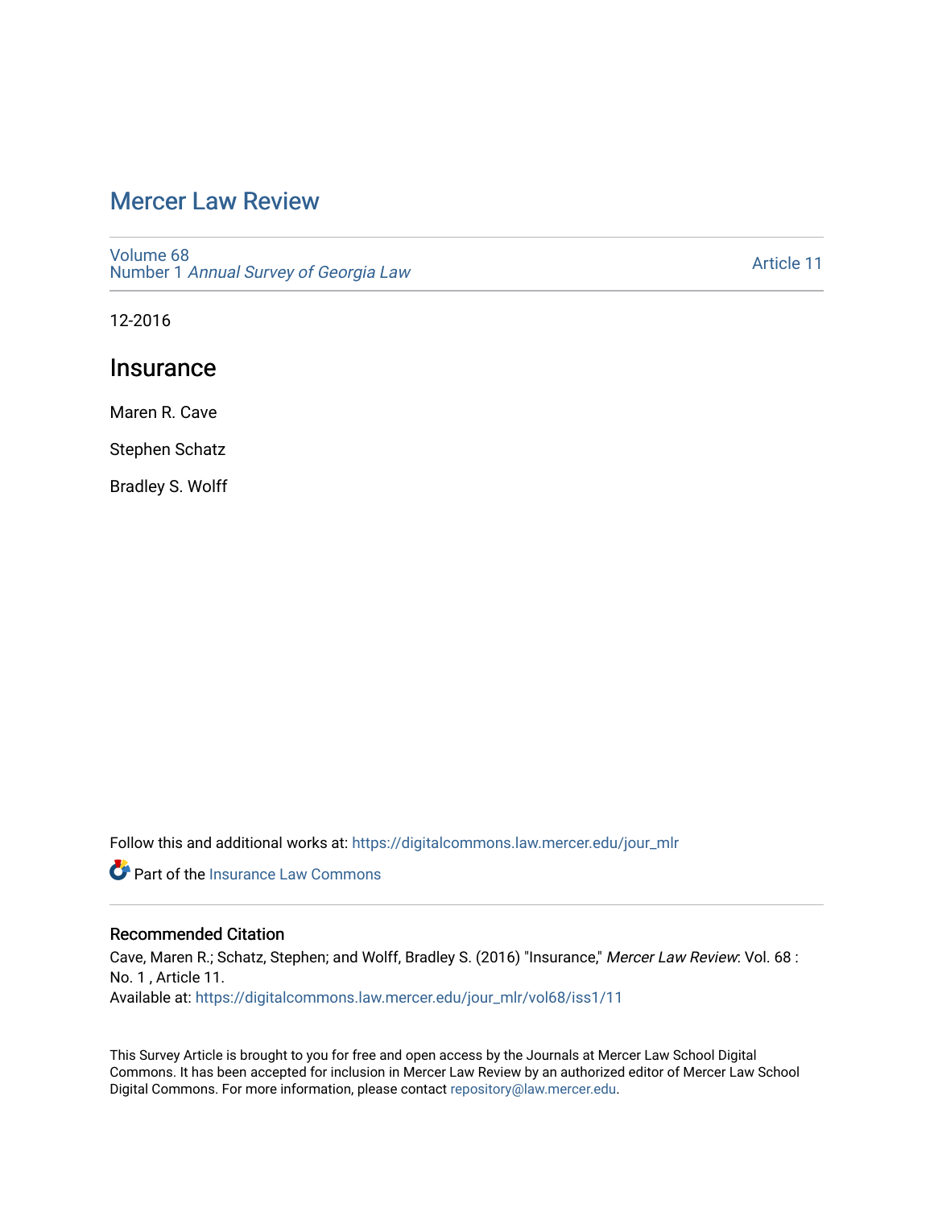# Mercer Law Review

Volume 68
Number 1 *Annual Survey of Georgia Law*

Article 11

12-2016

## Insurance

Maren R. Cave

Stephen Schatz

Bradley S. Wolff

Follow this and additional works at: https://digitalcommons.law.mercer.edu/jour_mlr

Part of the Insurance Law Commons

### Recommended Citation

Cave, Maren R.; Schatz, Stephen; and Wolff, Bradley S. (2016) "Insurance," *Mercer Law Review*: Vol. 68 : No. 1 , Article 11.
Available at: https://digitalcommons.law.mercer.edu/jour_mlr/vol68/iss1/11

This Survey Article is brought to you for free and open access by the Journals at Mercer Law School Digital Commons. It has been accepted for inclusion in Mercer Law Review by an authorized editor of Mercer Law School Digital Commons. For more information, please contact repository@law.mercer.edu.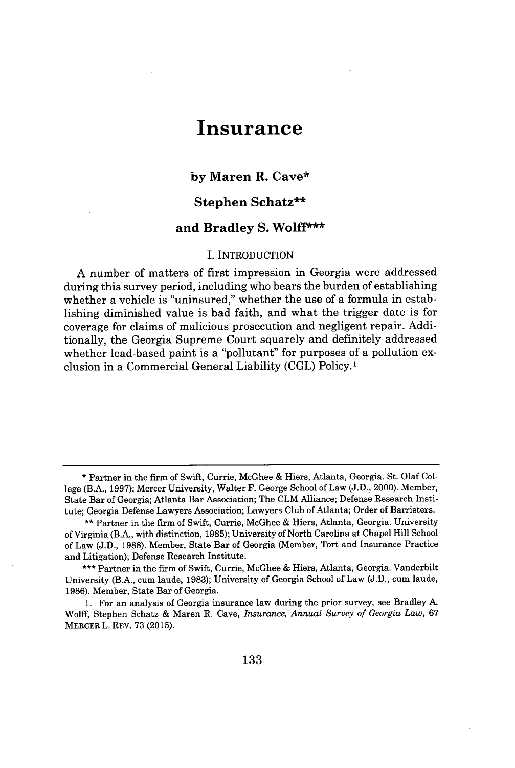# Insurance

**by Maren R. Cave***

**Stephen Schatz****

**and Bradley S. Wolff*****

## I. INTRODUCTION

A number of matters of first impression in Georgia were addressed during this survey period, including who bears the burden of establishing whether a vehicle is "uninsured," whether the use of a formula in establishing diminished value is bad faith, and what the trigger date is for coverage for claims of malicious prosecution and negligent repair. Additionally, the Georgia Supreme Court squarely and definitely addressed whether lead-based paint is a "pollutant" for purposes of a pollution exclusion in a Commercial General Liability (CGL) Policy.[1]

---

* Partner in the firm of Swift, Currie, McGhee & Hiers, Atlanta, Georgia. St. Olaf College (B.A., 1997); Mercer University, Walter F. George School of Law (J.D., 2000). Member, State Bar of Georgia; Atlanta Bar Association; The CLM Alliance; Defense Research Institute; Georgia Defense Lawyers Association; Lawyers Club of Atlanta; Order of Barristers.

** Partner in the firm of Swift, Currie, McGhee & Hiers, Atlanta, Georgia. University of Virginia (B.A., with distinction, 1985); University of North Carolina at Chapel Hill School of Law (J.D., 1988). Member, State Bar of Georgia (Member, Tort and Insurance Practice and Litigation); Defense Research Institute.

*** Partner in the firm of Swift, Currie, McGhee & Hiers, Atlanta, Georgia. Vanderbilt University (B.A., cum laude, 1983); University of Georgia School of Law (J.D., cum laude, 1986). Member, State Bar of Georgia.

1. For an analysis of Georgia insurance law during the prior survey, see Bradley A. Wolff, Stephen Schatz & Maren R. Cave, *Insurance, Annual Survey of Georgia Law*, 67 MERCER L. REV. 73 (2015).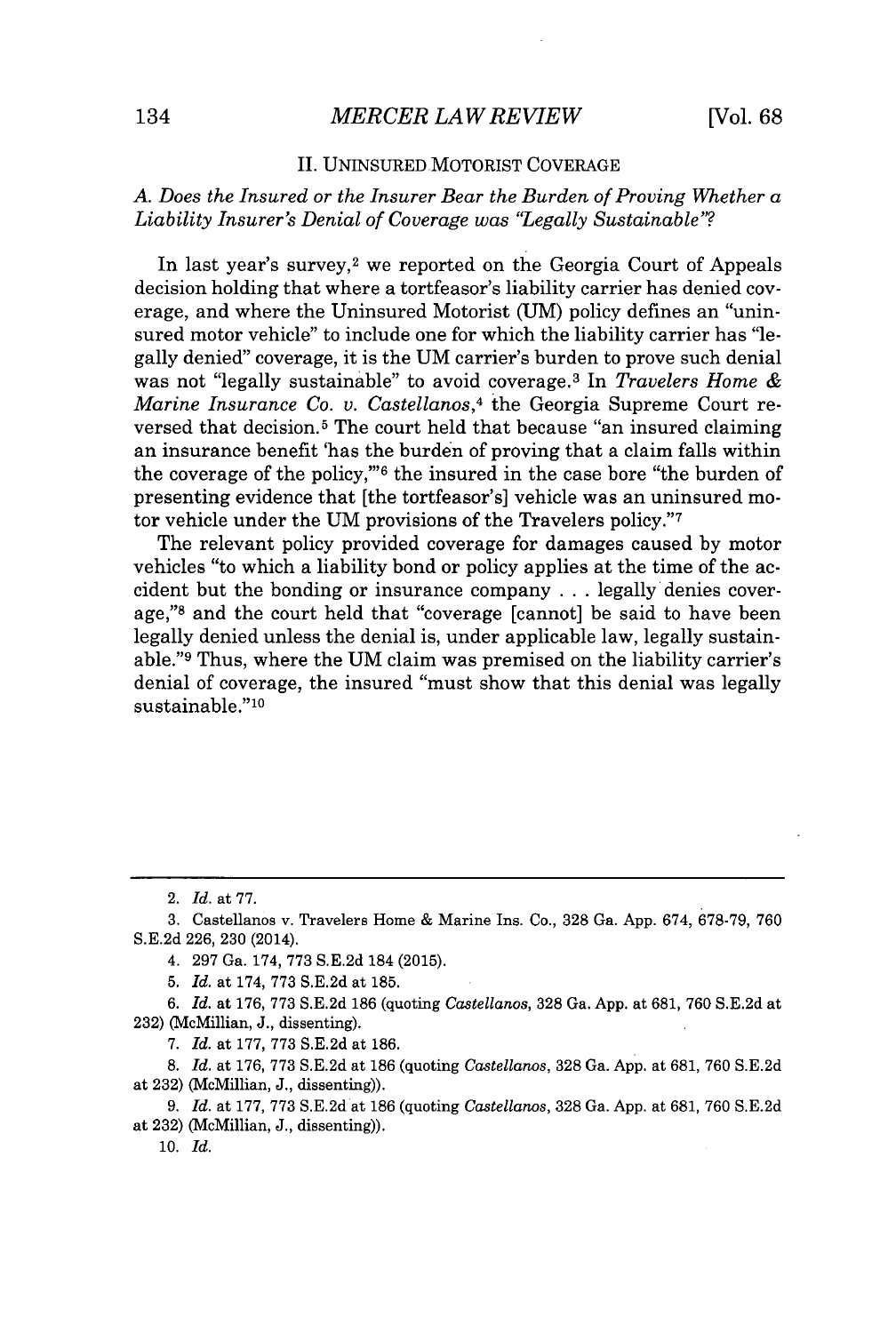## II. UNINSURED MOTORIST COVERAGE

### A. *Does the Insured or the Insurer Bear the Burden of Proving Whether a Liability Insurer's Denial of Coverage was "Legally Sustainable"?*

In last year's survey,[2] we reported on the Georgia Court of Appeals decision holding that where a tortfeasor's liability carrier has denied coverage, and where the Uninsured Motorist (UM) policy defines an "uninsured motor vehicle" to include one for which the liability carrier has "legally denied" coverage, it is the UM carrier's burden to prove such denial was not "legally sustainable" to avoid coverage.[3] In *Travelers Home & Marine Insurance Co. v. Castellanos*,[4] the Georgia Supreme Court reversed that decision.[5] The court held that because "an insured claiming an insurance benefit 'has the burden of proving that a claim falls within the coverage of the policy,'"[6] the insured in the case bore "the burden of presenting evidence that [the tortfeasor's] vehicle was an uninsured motor vehicle under the UM provisions of the Travelers policy."[7]

The relevant policy provided coverage for damages caused by motor vehicles "to which a liability bond or policy applies at the time of the accident but the bonding or insurance company . . . legally denies coverage,"[8] and the court held that "coverage [cannot] be said to have been legally denied unless the denial is, under applicable law, legally sustainable."[9] Thus, where the UM claim was premised on the liability carrier's denial of coverage, the insured "must show that this denial was legally sustainable."[10]

---

2. *Id.* at 77.

3. Castellanos v. Travelers Home & Marine Ins. Co., 328 Ga. App. 674, 678-79, 760 S.E.2d 226, 230 (2014).

4. 297 Ga. 174, 773 S.E.2d 184 (2015).

5. *Id.* at 174, 773 S.E.2d at 185.

6. *Id.* at 176, 773 S.E.2d 186 (quoting *Castellanos*, 328 Ga. App. at 681, 760 S.E.2d at 232) (McMillian, J., dissenting).

7. *Id.* at 177, 773 S.E.2d at 186.

8. *Id.* at 176, 773 S.E.2d at 186 (quoting *Castellanos*, 328 Ga. App. at 681, 760 S.E.2d at 232) (McMillian, J., dissenting)).

9. *Id.* at 177, 773 S.E.2d at 186 (quoting *Castellanos*, 328 Ga. App. at 681, 760 S.E.2d at 232) (McMillian, J., dissenting)).

10. *Id.*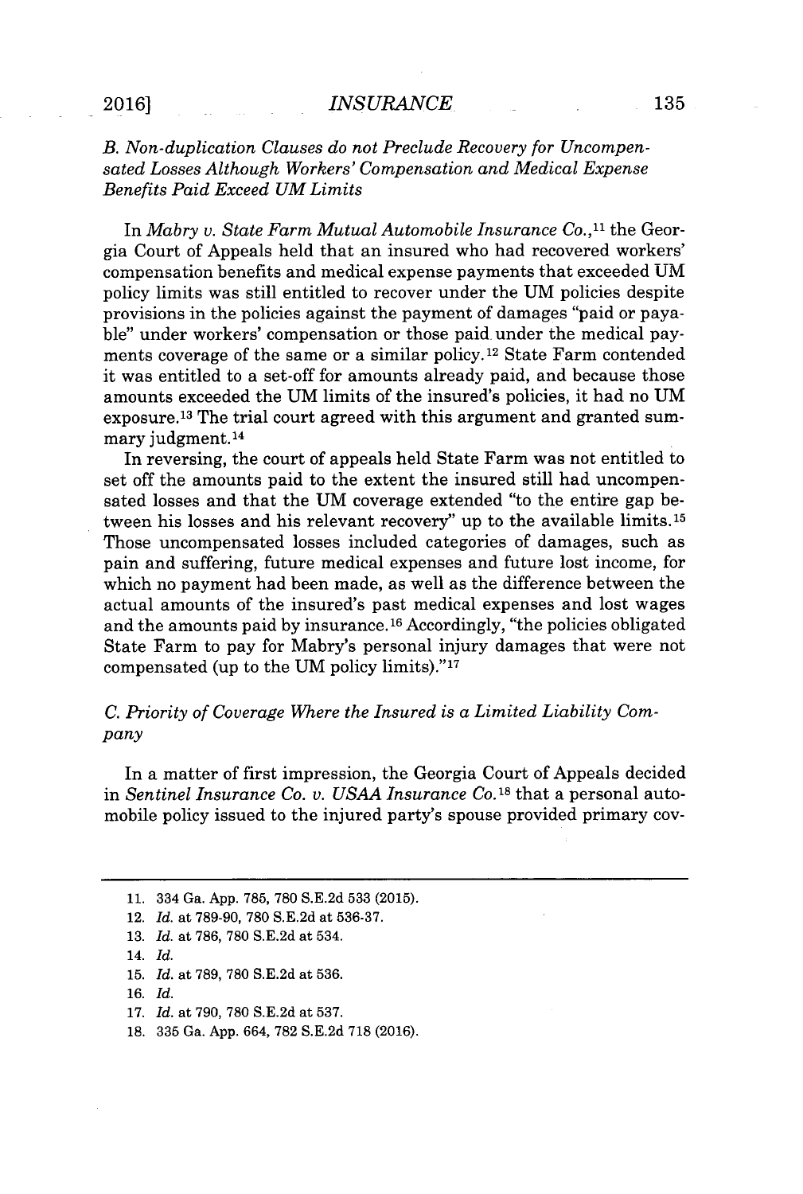*B. Non-duplication Clauses do not Preclude Recovery for Uncompensated Losses Although Workers' Compensation and Medical Expense Benefits Paid Exceed UM Limits*

In *Mabry v. State Farm Mutual Automobile Insurance Co.*,[11] the Georgia Court of Appeals held that an insured who had recovered workers' compensation benefits and medical expense payments that exceeded UM policy limits was still entitled to recover under the UM policies despite provisions in the policies against the payment of damages "paid or payable" under workers' compensation or those paid under the medical payments coverage of the same or a similar policy.[12] State Farm contended it was entitled to a set-off for amounts already paid, and because those amounts exceeded the UM limits of the insured's policies, it had no UM exposure.[13] The trial court agreed with this argument and granted summary judgment.[14]

In reversing, the court of appeals held State Farm was not entitled to set off the amounts paid to the extent the insured still had uncompensated losses and that the UM coverage extended "to the entire gap between his losses and his relevant recovery" up to the available limits.[15] Those uncompensated losses included categories of damages, such as pain and suffering, future medical expenses and future lost income, for which no payment had been made, as well as the difference between the actual amounts of the insured's past medical expenses and lost wages and the amounts paid by insurance.[16] Accordingly, "the policies obligated State Farm to pay for Mabry's personal injury damages that were not compensated (up to the UM policy limits)."[17]

*C. Priority of Coverage Where the Insured is a Limited Liability Company*

In a matter of first impression, the Georgia Court of Appeals decided in *Sentinel Insurance Co. v. USAA Insurance Co.*[18] that a personal automobile policy issued to the injured party's spouse provided primary cov-

---

11. 334 Ga. App. 785, 780 S.E.2d 533 (2015).
12. *Id.* at 789-90, 780 S.E.2d at 536-37.
13. *Id.* at 786, 780 S.E.2d at 534.
14. *Id.*
15. *Id.* at 789, 780 S.E.2d at 536.
16. *Id.*
17. *Id.* at 790, 780 S.E.2d at 537.
18. 335 Ga. App. 664, 782 S.E.2d 718 (2016).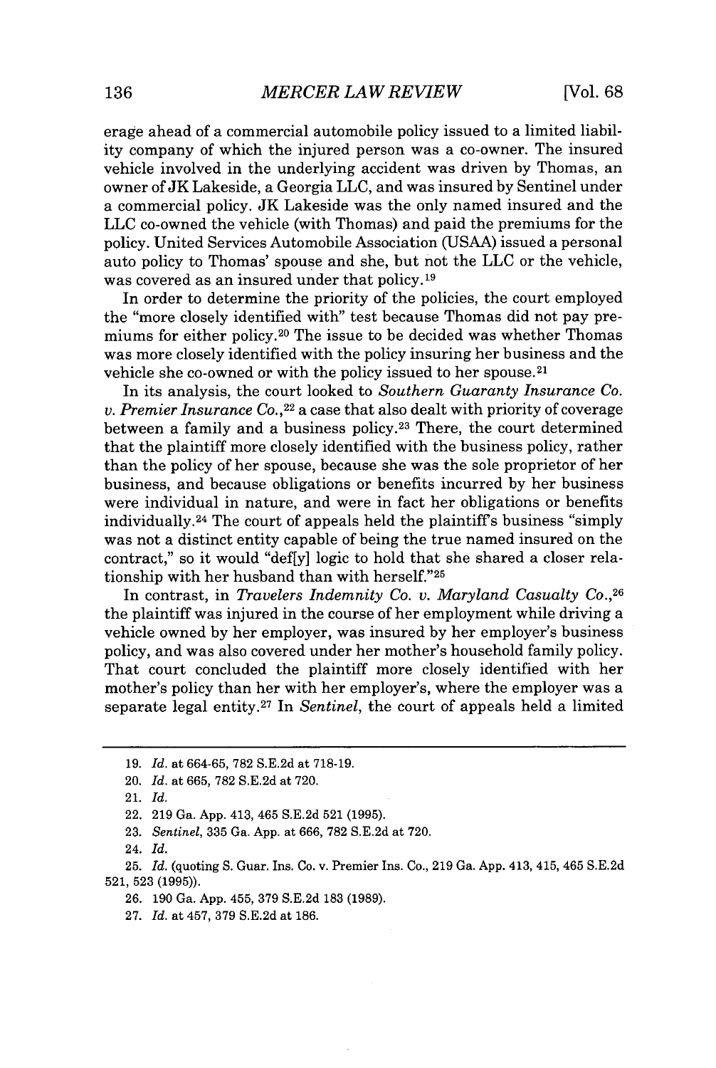erage ahead of a commercial automobile policy issued to a limited liability company of which the injured person was a co-owner. The insured vehicle involved in the underlying accident was driven by Thomas, an owner of JK Lakeside, a Georgia LLC, and was insured by Sentinel under a commercial policy. JK Lakeside was the only named insured and the LLC co-owned the vehicle (with Thomas) and paid the premiums for the policy. United Services Automobile Association (USAA) issued a personal auto policy to Thomas' spouse and she, but not the LLC or the vehicle, was covered as an insured under that policy.[19]

In order to determine the priority of the policies, the court employed the "more closely identified with" test because Thomas did not pay premiums for either policy.[20] The issue to be decided was whether Thomas was more closely identified with the policy insuring her business and the vehicle she co-owned or with the policy issued to her spouse.[21]

In its analysis, the court looked to *Southern Guaranty Insurance Co. v. Premier Insurance Co.*,[22] a case that also dealt with priority of coverage between a family and a business policy.[23] There, the court determined that the plaintiff more closely identified with the business policy, rather than the policy of her spouse, because she was the sole proprietor of her business, and because obligations or benefits incurred by her business were individual in nature, and were in fact her obligations or benefits individually.[24] The court of appeals held the plaintiff's business "simply was not a distinct entity capable of being the true named insured on the contract," so it would "def[y] logic to hold that she shared a closer relationship with her husband than with herself."[25]

In contrast, in *Travelers Indemnity Co. v. Maryland Casualty Co.*,[26] the plaintiff was injured in the course of her employment while driving a vehicle owned by her employer, was insured by her employer's business policy, and was also covered under her mother's household family policy. That court concluded the plaintiff more closely identified with her mother's policy than her with her employer's, where the employer was a separate legal entity.[27] In *Sentinel*, the court of appeals held a limited

---

19. *Id.* at 664-65, 782 S.E.2d at 718-19.

20. *Id.* at 665, 782 S.E.2d at 720.

21. *Id.*

22. 219 Ga. App. 413, 465 S.E.2d 521 (1995).

23. *Sentinel*, 335 Ga. App. at 666, 782 S.E.2d at 720.

24. *Id.*

25. *Id.* (quoting S. Guar. Ins. Co. v. Premier Ins. Co., 219 Ga. App. 413, 415, 465 S.E.2d 521, 523 (1995)).

26. 190 Ga. App. 455, 379 S.E.2d 183 (1989).

27. *Id.* at 457, 379 S.E.2d at 186.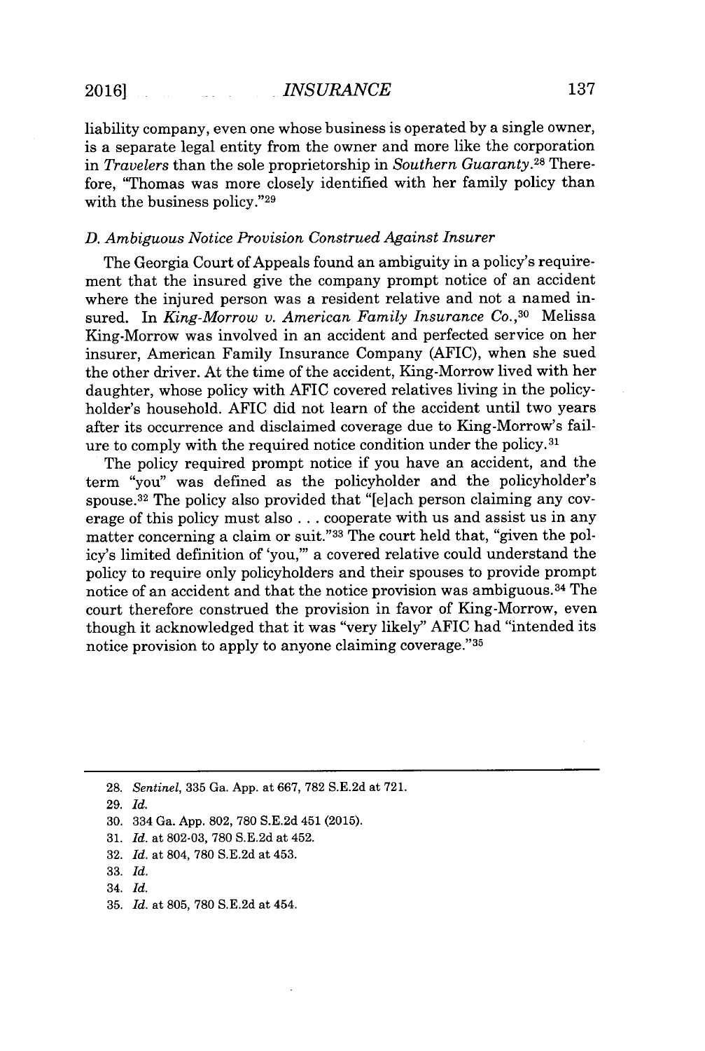liability company, even one whose business is operated by a single owner, is a separate legal entity from the owner and more like the corporation in *Travelers* than the sole proprietorship in *Southern Guaranty*.[28] Therefore, "Thomas was more closely identified with her family policy than with the business policy."[29]

### *D. Ambiguous Notice Provision Construed Against Insurer*

The Georgia Court of Appeals found an ambiguity in a policy's requirement that the insured give the company prompt notice of an accident where the injured person was a resident relative and not a named insured. In *King-Morrow v. American Family Insurance Co.*,[30] Melissa King-Morrow was involved in an accident and perfected service on her insurer, American Family Insurance Company (AFIC), when she sued the other driver. At the time of the accident, King-Morrow lived with her daughter, whose policy with AFIC covered relatives living in the policyholder's household. AFIC did not learn of the accident until two years after its occurrence and disclaimed coverage due to King-Morrow's failure to comply with the required notice condition under the policy.[31]

The policy required prompt notice if you have an accident, and the term "you" was defined as the policyholder and the policyholder's spouse.[32] The policy also provided that "[e]ach person claiming any coverage of this policy must also . . . cooperate with us and assist us in any matter concerning a claim or suit."[33] The court held that, "given the policy's limited definition of 'you,'" a covered relative could understand the policy to require only policyholders and their spouses to provide prompt notice of an accident and that the notice provision was ambiguous.[34] The court therefore construed the provision in favor of King-Morrow, even though it acknowledged that it was "very likely" AFIC had "intended its notice provision to apply to anyone claiming coverage."[35]

---

28. *Sentinel*, 335 Ga. App. at 667, 782 S.E.2d at 721.

29. *Id.*

30. 334 Ga. App. 802, 780 S.E.2d 451 (2015).

31. *Id.* at 802-03, 780 S.E.2d at 452.

32. *Id.* at 804, 780 S.E.2d at 453.

33. *Id.*

34. *Id.*

35. *Id.* at 805, 780 S.E.2d at 454.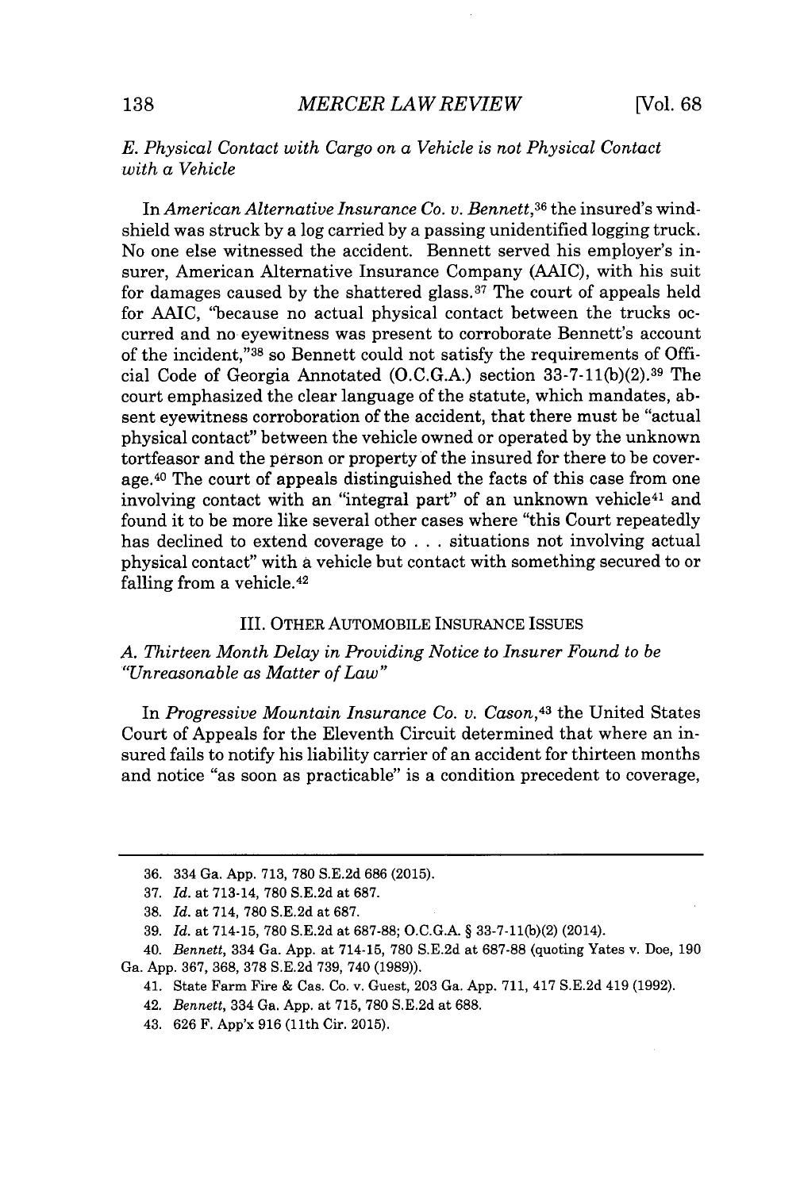### *E. Physical Contact with Cargo on a Vehicle is not Physical Contact with a Vehicle*

In *American Alternative Insurance Co. v. Bennett*,[36] the insured's windshield was struck by a log carried by a passing unidentified logging truck. No one else witnessed the accident. Bennett served his employer's insurer, American Alternative Insurance Company (AAIC), with his suit for damages caused by the shattered glass.[37] The court of appeals held for AAIC, "because no actual physical contact between the trucks occurred and no eyewitness was present to corroborate Bennett's account of the incident,"[38] so Bennett could not satisfy the requirements of Official Code of Georgia Annotated (O.C.G.A.) section 33-7-11(b)(2).[39] The court emphasized the clear language of the statute, which mandates, absent eyewitness corroboration of the accident, that there must be "actual physical contact" between the vehicle owned or operated by the unknown tortfeasor and the person or property of the insured for there to be coverage.[40] The court of appeals distinguished the facts of this case from one involving contact with an "integral part" of an unknown vehicle[41] and found it to be more like several other cases where "this Court repeatedly has declined to extend coverage to . . . situations not involving actual physical contact" with a vehicle but contact with something secured to or falling from a vehicle.[42]

## III. OTHER AUTOMOBILE INSURANCE ISSUES

### *A. Thirteen Month Delay in Providing Notice to Insurer Found to be "Unreasonable as Matter of Law"*

In *Progressive Mountain Insurance Co. v. Cason*,[43] the United States Court of Appeals for the Eleventh Circuit determined that where an insured fails to notify his liability carrier of an accident for thirteen months and notice "as soon as practicable" is a condition precedent to coverage,

---

36. 334 Ga. App. 713, 780 S.E.2d 686 (2015).

37. *Id.* at 713-14, 780 S.E.2d at 687.

38. *Id.* at 714, 780 S.E.2d at 687.

39. *Id.* at 714-15, 780 S.E.2d at 687-88; O.C.G.A. § 33-7-11(b)(2) (2014).

40. *Bennett*, 334 Ga. App. at 714-15, 780 S.E.2d at 687-88 (quoting Yates v. Doe, 190 Ga. App. 367, 368, 378 S.E.2d 739, 740 (1989)).

41. State Farm Fire & Cas. Co. v. Guest, 203 Ga. App. 711, 417 S.E.2d 419 (1992).

42. *Bennett*, 334 Ga. App. at 715, 780 S.E.2d at 688.

43. 626 F. App'x 916 (11th Cir. 2015).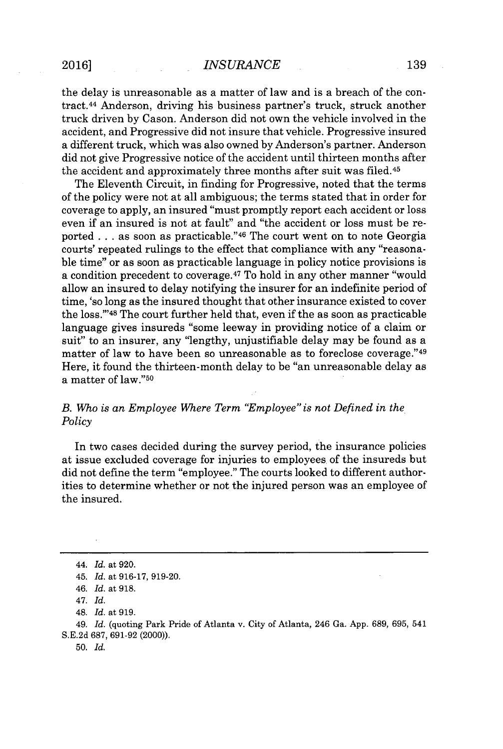the delay is unreasonable as a matter of law and is a breach of the contract.[44] Anderson, driving his business partner's truck, struck another truck driven by Cason. Anderson did not own the vehicle involved in the accident, and Progressive did not insure that vehicle. Progressive insured a different truck, which was also owned by Anderson's partner. Anderson did not give Progressive notice of the accident until thirteen months after the accident and approximately three months after suit was filed.[45]

The Eleventh Circuit, in finding for Progressive, noted that the terms of the policy were not at all ambiguous; the terms stated that in order for coverage to apply, an insured "must promptly report each accident or loss even if an insured is not at fault" and "the accident or loss must be reported . . . as soon as practicable."[46] The court went on to note Georgia courts' repeated rulings to the effect that compliance with any "reasonable time" or as soon as practicable language in policy notice provisions is a condition precedent to coverage.[47] To hold in any other manner "would allow an insured to delay notifying the insurer for an indefinite period of time, 'so long as the insured thought that other insurance existed to cover the loss.'"[48] The court further held that, even if the as soon as practicable language gives insureds "some leeway in providing notice of a claim or suit" to an insurer, any "lengthy, unjustifiable delay may be found as a matter of law to have been so unreasonable as to foreclose coverage."[49] Here, it found the thirteen-month delay to be "an unreasonable delay as a matter of law."[50]

### *B. Who is an Employee Where Term "Employee" is not Defined in the Policy*

In two cases decided during the survey period, the insurance policies at issue excluded coverage for injuries to employees of the insureds but did not define the term "employee." The courts looked to different authorities to determine whether or not the injured person was an employee of the insured.

---

44. *Id.* at 920.

45. *Id.* at 916-17, 919-20.

46. *Id.* at 918.

47. *Id.*

48. *Id.* at 919.

49. *Id.* (quoting Park Pride of Atlanta v. City of Atlanta, 246 Ga. App. 689, 695, 541 S.E.2d 687, 691-92 (2000)).

50. *Id.*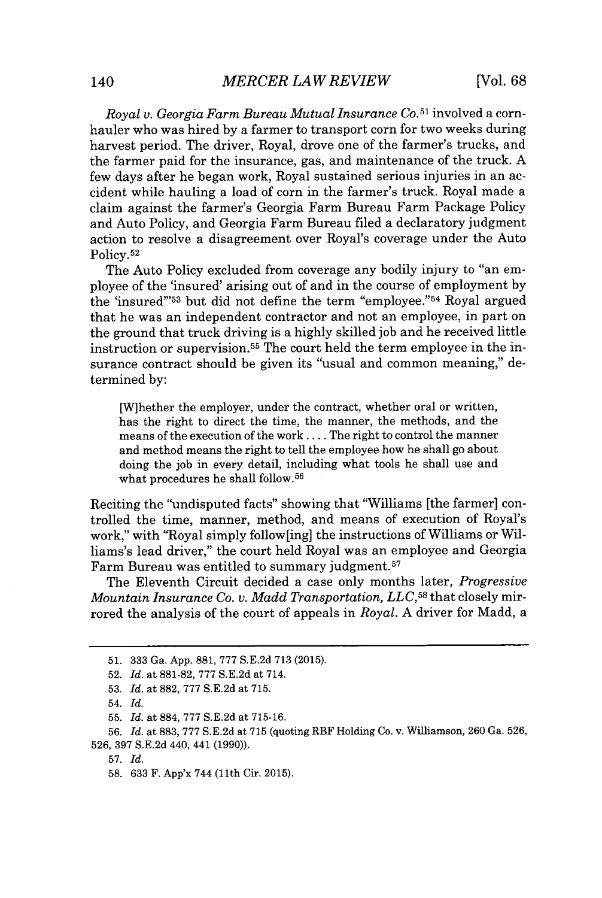*Royal v. Georgia Farm Bureau Mutual Insurance Co.*[51] involved a corn-hauler who was hired by a farmer to transport corn for two weeks during harvest period. The driver, Royal, drove one of the farmer's trucks, and the farmer paid for the insurance, gas, and maintenance of the truck. A few days after he began work, Royal sustained serious injuries in an accident while hauling a load of corn in the farmer's truck. Royal made a claim against the farmer's Georgia Farm Bureau Farm Package Policy and Auto Policy, and Georgia Farm Bureau filed a declaratory judgment action to resolve a disagreement over Royal's coverage under the Auto Policy.[52]

The Auto Policy excluded from coverage any bodily injury to "an employee of the 'insured' arising out of and in the course of employment by the 'insured'"[53] but did not define the term "employee."[54] Royal argued that he was an independent contractor and not an employee, in part on the ground that truck driving is a highly skilled job and he received little instruction or supervision.[55] The court held the term employee in the insurance contract should be given its "usual and common meaning," determined by:

> [W]hether the employer, under the contract, whether oral or written, has the right to direct the time, the manner, the methods, and the means of the execution of the work . . . . The right to control the manner and method means the right to tell the employee how he shall go about doing the job in every detail, including what tools he shall use and what procedures he shall follow.[56]

Reciting the "undisputed facts" showing that "Williams [the farmer] controlled the time, manner, method, and means of execution of Royal's work," with "Royal simply follow[ing] the instructions of Williams or Williams's lead driver," the court held Royal was an employee and Georgia Farm Bureau was entitled to summary judgment.[57]

The Eleventh Circuit decided a case only months later, *Progressive Mountain Insurance Co. v. Madd Transportation, LLC*,[58] that closely mirrored the analysis of the court of appeals in *Royal*. A driver for Madd, a

---

51. 333 Ga. App. 881, 777 S.E.2d 713 (2015).

52. *Id.* at 881-82, 777 S.E.2d at 714.

53. *Id.* at 882, 777 S.E.2d at 715.

54. *Id.*

55. *Id.* at 884, 777 S.E.2d at 715-16.

56. *Id.* at 883, 777 S.E.2d at 715 (quoting RBF Holding Co. v. Williamson, 260 Ga. 526, 526, 397 S.E.2d 440, 441 (1990)).

57. *Id.*

58. 633 F. App'x 744 (11th Cir. 2015).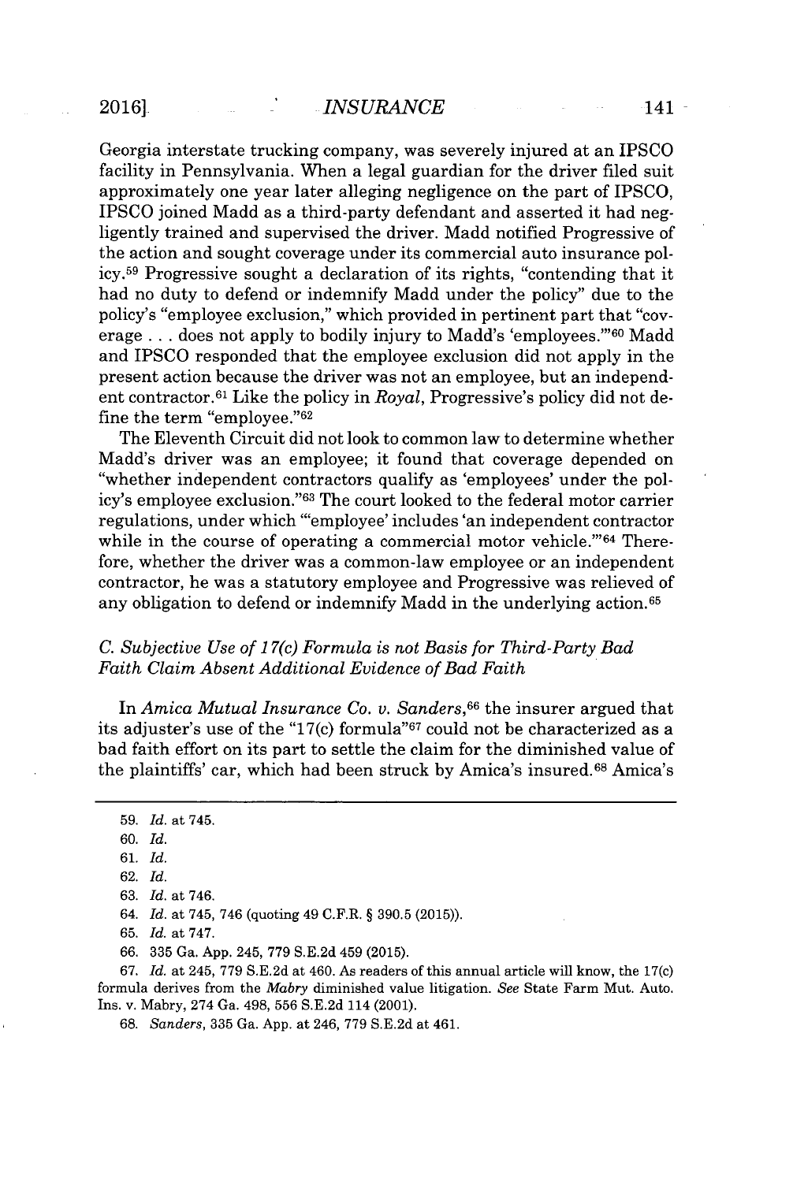Georgia interstate trucking company, was severely injured at an IPSCO facility in Pennsylvania. When a legal guardian for the driver filed suit approximately one year later alleging negligence on the part of IPSCO, IPSCO joined Madd as a third-party defendant and asserted it had negligently trained and supervised the driver. Madd notified Progressive of the action and sought coverage under its commercial auto insurance policy.[59] Progressive sought a declaration of its rights, "contending that it had no duty to defend or indemnify Madd under the policy" due to the policy's "employee exclusion," which provided in pertinent part that "coverage . . . does not apply to bodily injury to Madd's 'employees.'"[60] Madd and IPSCO responded that the employee exclusion did not apply in the present action because the driver was not an employee, but an independent contractor.[61] Like the policy in *Royal*, Progressive's policy did not define the term "employee."[62]

The Eleventh Circuit did not look to common law to determine whether Madd's driver was an employee; it found that coverage depended on "whether independent contractors qualify as 'employees' under the policy's employee exclusion."[63] The court looked to the federal motor carrier regulations, under which "'employee' includes 'an independent contractor while in the course of operating a commercial motor vehicle.'"[64] Therefore, whether the driver was a common-law employee or an independent contractor, he was a statutory employee and Progressive was relieved of any obligation to defend or indemnify Madd in the underlying action.[65]

### C. Subjective Use of 17(c) Formula is not Basis for Third-Party Bad Faith Claim Absent Additional Evidence of Bad Faith

In *Amica Mutual Insurance Co. v. Sanders*,[66] the insurer argued that its adjuster's use of the "17(c) formula"[67] could not be characterized as a bad faith effort on its part to settle the claim for the diminished value of the plaintiffs' car, which had been struck by Amica's insured.[68] Amica's

---

59. *Id.* at 745.

60. *Id.*

61. *Id.*

62. *Id.*

63. *Id.* at 746.

64. *Id.* at 745, 746 (quoting 49 C.F.R. § 390.5 (2015)).

65. *Id.* at 747.

66. 335 Ga. App. 245, 779 S.E.2d 459 (2015).

67. *Id.* at 245, 779 S.E.2d at 460. As readers of this annual article will know, the 17(c) formula derives from the *Mabry* diminished value litigation. *See* State Farm Mut. Auto. Ins. v. Mabry, 274 Ga. 498, 556 S.E.2d 114 (2001).

68. *Sanders*, 335 Ga. App. at 246, 779 S.E.2d at 461.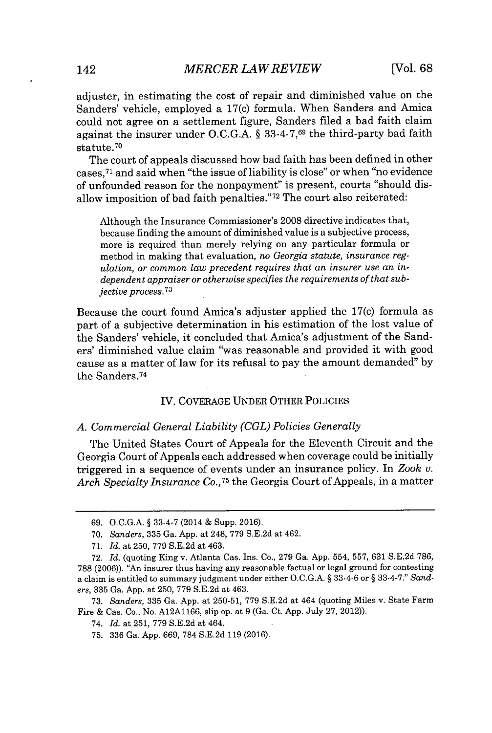adjuster, in estimating the cost of repair and diminished value on the Sanders' vehicle, employed a 17(c) formula. When Sanders and Amica could not agree on a settlement figure, Sanders filed a bad faith claim against the insurer under O.C.G.A. § 33-4-7,[69] the third-party bad faith statute.[70]

The court of appeals discussed how bad faith has been defined in other cases,[71] and said when "the issue of liability is close" or when "no evidence of unfounded reason for the nonpayment" is present, courts "should disallow imposition of bad faith penalties."[72] The court also reiterated:

> Although the Insurance Commissioner's 2008 directive indicates that, because finding the amount of diminished value is a subjective process, more is required than merely relying on any particular formula or method in making that evaluation, *no Georgia statute, insurance regulation, or common law precedent requires that an insurer use an independent appraiser or otherwise specifies the requirements of that subjective process.*[73]

Because the court found Amica's adjuster applied the 17(c) formula as part of a subjective determination in his estimation of the lost value of the Sanders' vehicle, it concluded that Amica's adjustment of the Sanders' diminished value claim "was reasonable and provided it with good cause as a matter of law for its refusal to pay the amount demanded" by the Sanders.[74]

## IV. COVERAGE UNDER OTHER POLICIES

### *A. Commercial General Liability (CGL) Policies Generally*

The United States Court of Appeals for the Eleventh Circuit and the Georgia Court of Appeals each addressed when coverage could be initially triggered in a sequence of events under an insurance policy. In *Zook v. Arch Specialty Insurance Co.*,[75] the Georgia Court of Appeals, in a matter

---

69. O.C.G.A. § 33-4-7 (2014 & Supp. 2016).

70. *Sanders*, 335 Ga. App. at 248, 779 S.E.2d at 462.

71. *Id.* at 250, 779 S.E.2d at 463.

72. *Id.* (quoting King v. Atlanta Cas. Ins. Co., 279 Ga. App. 554, 557, 631 S.E.2d 786, 788 (2006)). "An insurer thus having any reasonable factual or legal ground for contesting a claim is entitled to summary judgment under either O.C.G.A. § 33-4-6 or § 33-4-7." *Sanders*, 335 Ga. App. at 250, 779 S.E.2d at 463.

73. *Sanders*, 335 Ga. App. at 250-51, 779 S.E.2d at 464 (quoting Miles v. State Farm Fire & Cas. Co., No. A12A1166, slip op. at 9 (Ga. Ct. App. July 27, 2012)).

74. *Id.* at 251, 779 S.E.2d at 464.

75. 336 Ga. App. 669, 784 S.E.2d 119 (2016).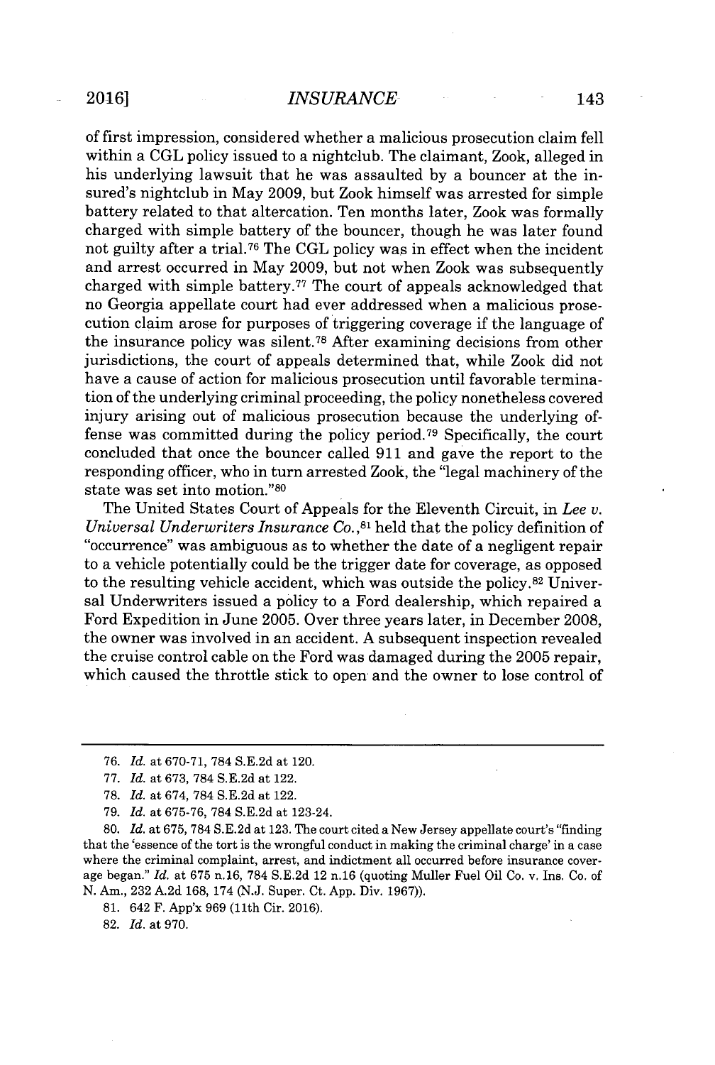of first impression, considered whether a malicious prosecution claim fell within a CGL policy issued to a nightclub. The claimant, Zook, alleged in his underlying lawsuit that he was assaulted by a bouncer at the insured's nightclub in May 2009, but Zook himself was arrested for simple battery related to that altercation. Ten months later, Zook was formally charged with simple battery of the bouncer, though he was later found not guilty after a trial.[76] The CGL policy was in effect when the incident and arrest occurred in May 2009, but not when Zook was subsequently charged with simple battery.[77] The court of appeals acknowledged that no Georgia appellate court had ever addressed when a malicious prosecution claim arose for purposes of triggering coverage if the language of the insurance policy was silent.[78] After examining decisions from other jurisdictions, the court of appeals determined that, while Zook did not have a cause of action for malicious prosecution until favorable termination of the underlying criminal proceeding, the policy nonetheless covered injury arising out of malicious prosecution because the underlying offense was committed during the policy period.[79] Specifically, the court concluded that once the bouncer called 911 and gave the report to the responding officer, who in turn arrested Zook, the "legal machinery of the state was set into motion."[80]

The United States Court of Appeals for the Eleventh Circuit, in *Lee v. Universal Underwriters Insurance Co.*,[81] held that the policy definition of "occurrence" was ambiguous as to whether the date of a negligent repair to a vehicle potentially could be the trigger date for coverage, as opposed to the resulting vehicle accident, which was outside the policy.[82] Universal Underwriters issued a policy to a Ford dealership, which repaired a Ford Expedition in June 2005. Over three years later, in December 2008, the owner was involved in an accident. A subsequent inspection revealed the cruise control cable on the Ford was damaged during the 2005 repair, which caused the throttle stick to open and the owner to lose control of

---

76. *Id.* at 670-71, 784 S.E.2d at 120.

77. *Id.* at 673, 784 S.E.2d at 122.

78. *Id.* at 674, 784 S.E.2d at 122.

79. *Id.* at 675-76, 784 S.E.2d at 123-24.

80. *Id.* at 675, 784 S.E.2d at 123. The court cited a New Jersey appellate court's "finding that the 'essence of the tort is the wrongful conduct in making the criminal charge' in a case where the criminal complaint, arrest, and indictment all occurred before insurance coverage began." *Id.* at 675 n.16, 784 S.E.2d 12 n.16 (quoting Muller Fuel Oil Co. v. Ins. Co. of N. Am., 232 A.2d 168, 174 (N.J. Super. Ct. App. Div. 1967)).

81. 642 F. App'x 969 (11th Cir. 2016).

82. *Id.* at 970.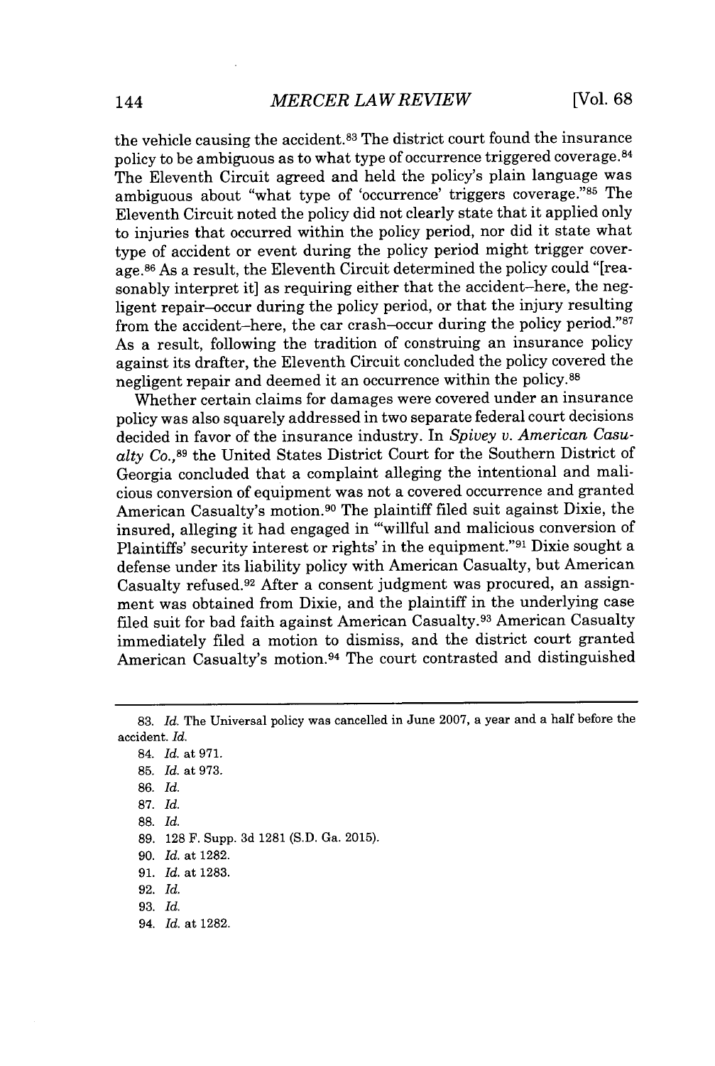the vehicle causing the accident.[83] The district court found the insurance policy to be ambiguous as to what type of occurrence triggered coverage.[84] The Eleventh Circuit agreed and held the policy's plain language was ambiguous about "what type of 'occurrence' triggers coverage."[85] The Eleventh Circuit noted the policy did not clearly state that it applied only to injuries that occurred within the policy period, nor did it state what type of accident or event during the policy period might trigger coverage.[86] As a result, the Eleventh Circuit determined the policy could "[reasonably interpret it] as requiring either that the accident–here, the negligent repair–occur during the policy period, or that the injury resulting from the accident–here, the car crash–occur during the policy period."[87] As a result, following the tradition of construing an insurance policy against its drafter, the Eleventh Circuit concluded the policy covered the negligent repair and deemed it an occurrence within the policy.[88]

Whether certain claims for damages were covered under an insurance policy was also squarely addressed in two separate federal court decisions decided in favor of the insurance industry. In *Spivey v. American Casualty Co.*,[89] the United States District Court for the Southern District of Georgia concluded that a complaint alleging the intentional and malicious conversion of equipment was not a covered occurrence and granted American Casualty's motion.[90] The plaintiff filed suit against Dixie, the insured, alleging it had engaged in "'willful and malicious conversion of Plaintiffs' security interest or rights' in the equipment."[91] Dixie sought a defense under its liability policy with American Casualty, but American Casualty refused.[92] After a consent judgment was procured, an assignment was obtained from Dixie, and the plaintiff in the underlying case filed suit for bad faith against American Casualty.[93] American Casualty immediately filed a motion to dismiss, and the district court granted American Casualty's motion.[94] The court contrasted and distinguished

---

83. *Id.* The Universal policy was cancelled in June 2007, a year and a half before the accident. *Id.*

84. *Id.* at 971.

85. *Id.* at 973.

86. *Id.*

87. *Id.*

88. *Id.*

89. 128 F. Supp. 3d 1281 (S.D. Ga. 2015).

90. *Id.* at 1282.

91. *Id.* at 1283.

92. *Id.*

93. *Id.*

94. *Id.* at 1282.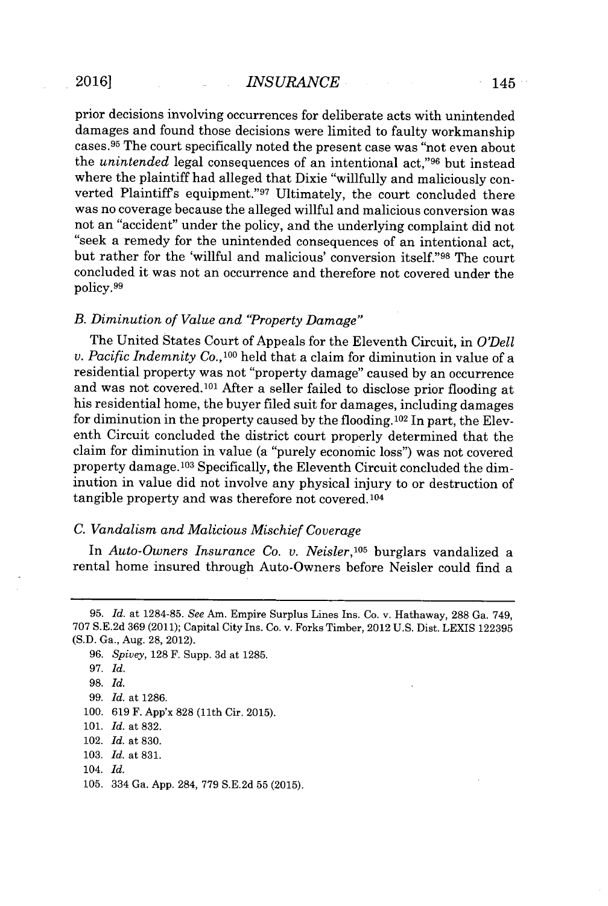prior decisions involving occurrences for deliberate acts with unintended damages and found those decisions were limited to faulty workmanship cases.[95] The court specifically noted the present case was "not even about the *unintended* legal consequences of an intentional act,"[96] but instead where the plaintiff had alleged that Dixie "willfully and maliciously converted Plaintiff's equipment."[97] Ultimately, the court concluded there was no coverage because the alleged willful and malicious conversion was not an "accident" under the policy, and the underlying complaint did not "seek a remedy for the unintended consequences of an intentional act, but rather for the 'willful and malicious' conversion itself."[98] The court concluded it was not an occurrence and therefore not covered under the policy.[99]

### B. Diminution of Value and "Property Damage"

The United States Court of Appeals for the Eleventh Circuit, in *O'Dell v. Pacific Indemnity Co.*,[100] held that a claim for diminution in value of a residential property was not "property damage" caused by an occurrence and was not covered.[101] After a seller failed to disclose prior flooding at his residential home, the buyer filed suit for damages, including damages for diminution in the property caused by the flooding.[102] In part, the Eleventh Circuit concluded the district court properly determined that the claim for diminution in value (a "purely economic loss") was not covered property damage.[103] Specifically, the Eleventh Circuit concluded the diminution in value did not involve any physical injury to or destruction of tangible property and was therefore not covered.[104]

### C. Vandalism and Malicious Mischief Coverage

In *Auto-Owners Insurance Co. v. Neisler*,[105] burglars vandalized a rental home insured through Auto-Owners before Neisler could find a

---

95. *Id.* at 1284-85. *See* Am. Empire Surplus Lines Ins. Co. v. Hathaway, 288 Ga. 749, 707 S.E.2d 369 (2011); Capital City Ins. Co. v. Forks Timber, 2012 U.S. Dist. LEXIS 122395 (S.D. Ga., Aug. 28, 2012).

96. *Spivey*, 128 F. Supp. 3d at 1285.

97. *Id.*

98. *Id.*

99. *Id.* at 1286.

100. 619 F. App'x 828 (11th Cir. 2015).

101. *Id.* at 832.

102. *Id.* at 830.

103. *Id.* at 831.

104. *Id.*

105. 334 Ga. App. 284, 779 S.E.2d 55 (2015).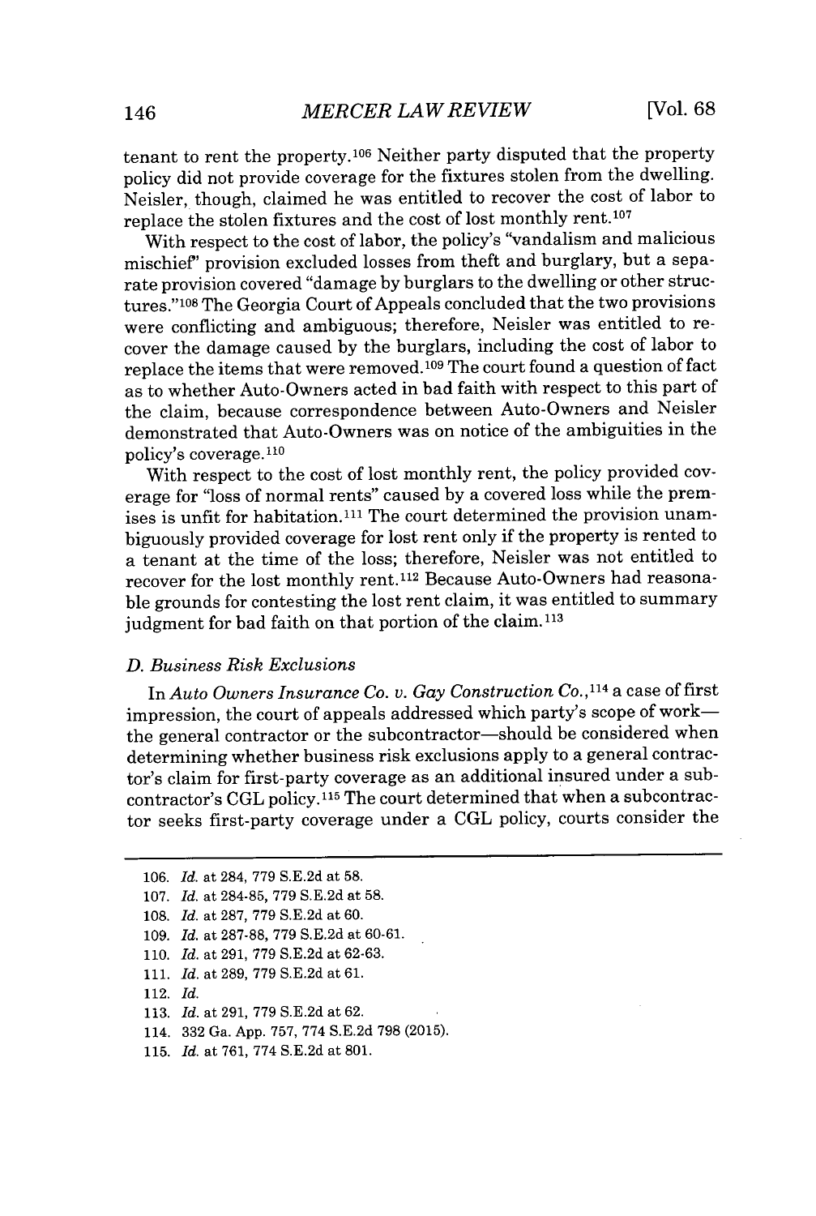tenant to rent the property.[106] Neither party disputed that the property policy did not provide coverage for the fixtures stolen from the dwelling. Neisler, though, claimed he was entitled to recover the cost of labor to replace the stolen fixtures and the cost of lost monthly rent.[107]

With respect to the cost of labor, the policy's "vandalism and malicious mischief" provision excluded losses from theft and burglary, but a separate provision covered "damage by burglars to the dwelling or other structures."[108] The Georgia Court of Appeals concluded that the two provisions were conflicting and ambiguous; therefore, Neisler was entitled to recover the damage caused by the burglars, including the cost of labor to replace the items that were removed.[109] The court found a question of fact as to whether Auto-Owners acted in bad faith with respect to this part of the claim, because correspondence between Auto-Owners and Neisler demonstrated that Auto-Owners was on notice of the ambiguities in the policy's coverage.[110]

With respect to the cost of lost monthly rent, the policy provided coverage for "loss of normal rents" caused by a covered loss while the premises is unfit for habitation.[111] The court determined the provision unambiguously provided coverage for lost rent only if the property is rented to a tenant at the time of the loss; therefore, Neisler was not entitled to recover for the lost monthly rent.[112] Because Auto-Owners had reasonable grounds for contesting the lost rent claim, it was entitled to summary judgment for bad faith on that portion of the claim.[113]

### D. Business Risk Exclusions

In *Auto Owners Insurance Co. v. Gay Construction Co.*,[114] a case of first impression, the court of appeals addressed which party's scope of work—the general contractor or the subcontractor—should be considered when determining whether business risk exclusions apply to a general contractor's claim for first-party coverage as an additional insured under a subcontractor's CGL policy.[115] The court determined that when a subcontractor seeks first-party coverage under a CGL policy, courts consider the

---

106. *Id.* at 284, 779 S.E.2d at 58.
107. *Id.* at 284-85, 779 S.E.2d at 58.
108. *Id.* at 287, 779 S.E.2d at 60.
109. *Id.* at 287-88, 779 S.E.2d at 60-61.
110. *Id.* at 291, 779 S.E.2d at 62-63.
111. *Id.* at 289, 779 S.E.2d at 61.
112. *Id.*
113. *Id.* at 291, 779 S.E.2d at 62.
114. 332 Ga. App. 757, 774 S.E.2d 798 (2015).
115. *Id.* at 761, 774 S.E.2d at 801.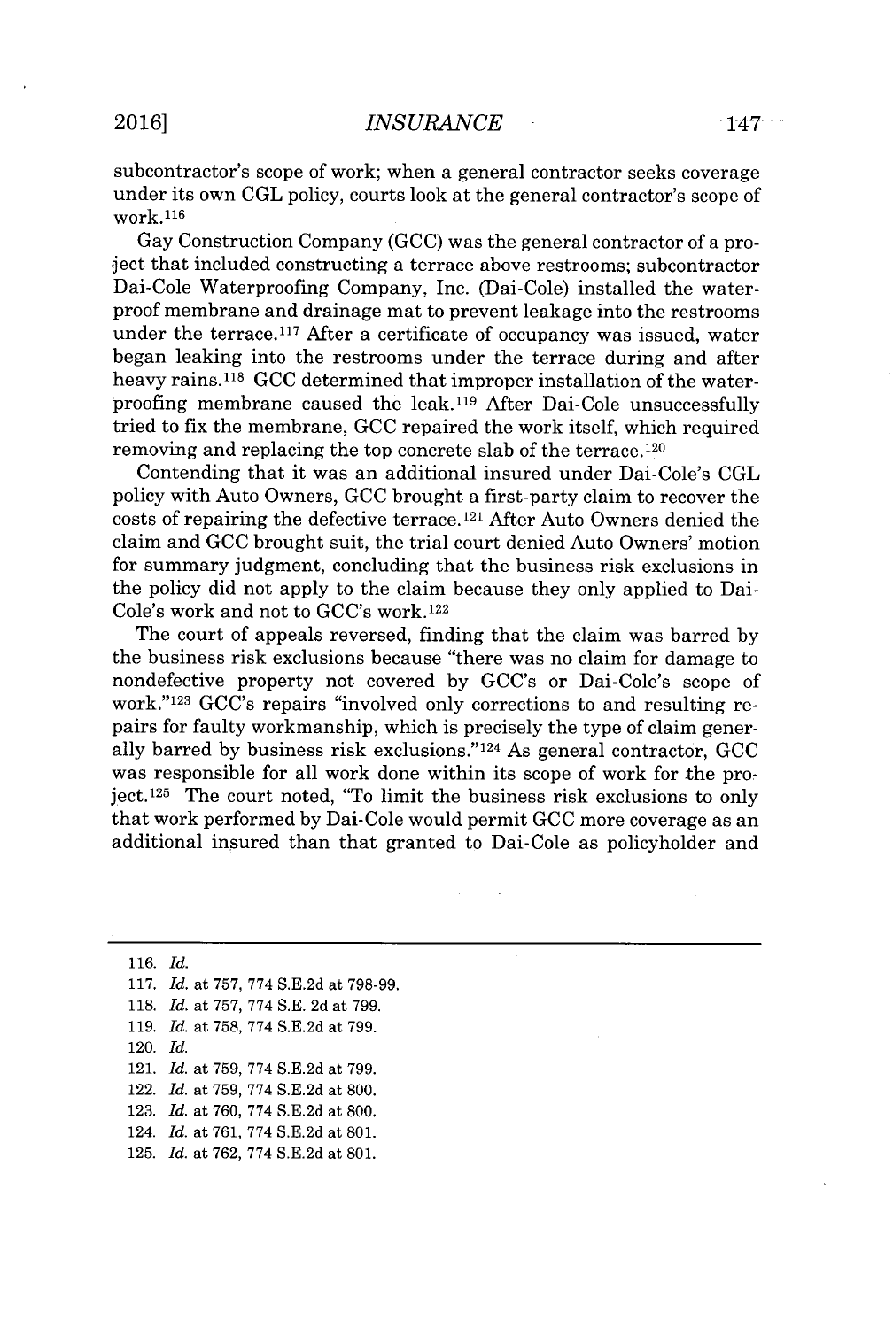subcontractor's scope of work; when a general contractor seeks coverage under its own CGL policy, courts look at the general contractor's scope of work.[116]

Gay Construction Company (GCC) was the general contractor of a project that included constructing a terrace above restrooms; subcontractor Dai-Cole Waterproofing Company, Inc. (Dai-Cole) installed the waterproof membrane and drainage mat to prevent leakage into the restrooms under the terrace.[117] After a certificate of occupancy was issued, water began leaking into the restrooms under the terrace during and after heavy rains.[118] GCC determined that improper installation of the waterproofing membrane caused the leak.[119] After Dai-Cole unsuccessfully tried to fix the membrane, GCC repaired the work itself, which required removing and replacing the top concrete slab of the terrace.[120]

Contending that it was an additional insured under Dai-Cole's CGL policy with Auto Owners, GCC brought a first-party claim to recover the costs of repairing the defective terrace.[121] After Auto Owners denied the claim and GCC brought suit, the trial court denied Auto Owners' motion for summary judgment, concluding that the business risk exclusions in the policy did not apply to the claim because they only applied to Dai-Cole's work and not to GCC's work.[122]

The court of appeals reversed, finding that the claim was barred by the business risk exclusions because "there was no claim for damage to nondefective property not covered by GCC's or Dai-Cole's scope of work."[123] GCC's repairs "involved only corrections to and resulting repairs for faulty workmanship, which is precisely the type of claim generally barred by business risk exclusions."[124] As general contractor, GCC was responsible for all work done within its scope of work for the project.[125] The court noted, "To limit the business risk exclusions to only that work performed by Dai-Cole would permit GCC more coverage as an additional insured than that granted to Dai-Cole as policyholder and

---

116. *Id.*
117. *Id.* at 757, 774 S.E.2d at 798-99.
118. *Id.* at 757, 774 S.E. 2d at 799.
119. *Id.* at 758, 774 S.E.2d at 799.
120. *Id.*
121. *Id.* at 759, 774 S.E.2d at 799.
122. *Id.* at 759, 774 S.E.2d at 800.
123. *Id.* at 760, 774 S.E.2d at 800.
124. *Id.* at 761, 774 S.E.2d at 801.
125. *Id.* at 762, 774 S.E.2d at 801.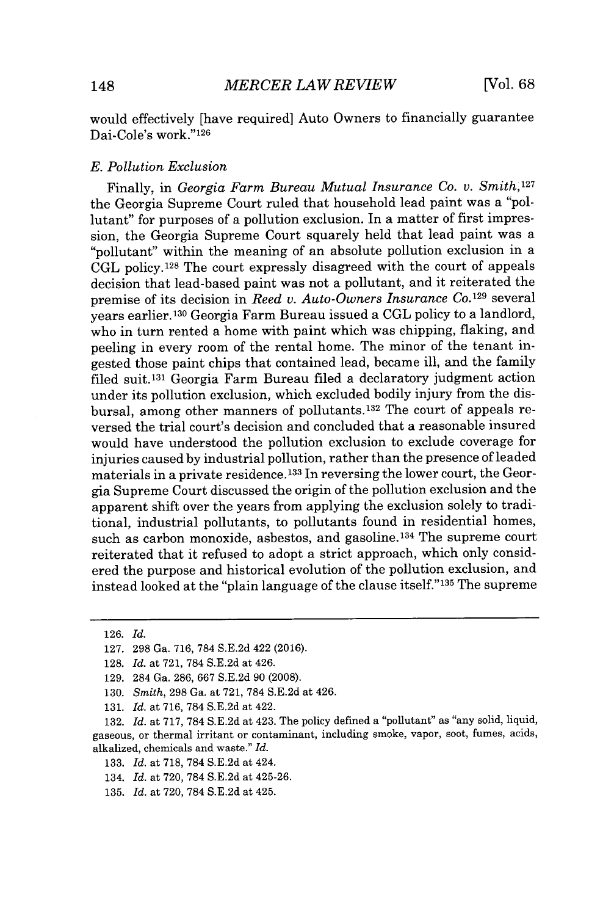would effectively [have required] Auto Owners to financially guarantee Dai-Cole's work."[126]

### E. Pollution Exclusion

Finally, in *Georgia Farm Bureau Mutual Insurance Co. v. Smith*,[127] the Georgia Supreme Court ruled that household lead paint was a "pollutant" for purposes of a pollution exclusion. In a matter of first impression, the Georgia Supreme Court squarely held that lead paint was a "pollutant" within the meaning of an absolute pollution exclusion in a CGL policy.[128] The court expressly disagreed with the court of appeals decision that lead-based paint was not a pollutant, and it reiterated the premise of its decision in *Reed v. Auto-Owners Insurance Co.*[129] several years earlier.[130] Georgia Farm Bureau issued a CGL policy to a landlord, who in turn rented a home with paint which was chipping, flaking, and peeling in every room of the rental home. The minor of the tenant ingested those paint chips that contained lead, became ill, and the family filed suit.[131] Georgia Farm Bureau filed a declaratory judgment action under its pollution exclusion, which excluded bodily injury from the disbursal, among other manners of pollutants.[132] The court of appeals reversed the trial court's decision and concluded that a reasonable insured would have understood the pollution exclusion to exclude coverage for injuries caused by industrial pollution, rather than the presence of leaded materials in a private residence.[133] In reversing the lower court, the Georgia Supreme Court discussed the origin of the pollution exclusion and the apparent shift over the years from applying the exclusion solely to traditional, industrial pollutants, to pollutants found in residential homes, such as carbon monoxide, asbestos, and gasoline.[134] The supreme court reiterated that it refused to adopt a strict approach, which only considered the purpose and historical evolution of the pollution exclusion, and instead looked at the "plain language of the clause itself."[135] The supreme

---

126. *Id.*

127. 298 Ga. 716, 784 S.E.2d 422 (2016).

128. *Id.* at 721, 784 S.E.2d at 426.

129. 284 Ga. 286, 667 S.E.2d 90 (2008).

130. *Smith*, 298 Ga. at 721, 784 S.E.2d at 426.

131. *Id.* at 716, 784 S.E.2d at 422.

132. *Id.* at 717, 784 S.E.2d at 423. The policy defined a "pollutant" as "any solid, liquid, gaseous, or thermal irritant or contaminant, including smoke, vapor, soot, fumes, acids, alkalized, chemicals and waste." *Id.*

133. *Id.* at 718, 784 S.E.2d at 424.

134. *Id.* at 720, 784 S.E.2d at 425-26.

135. *Id.* at 720, 784 S.E.2d at 425.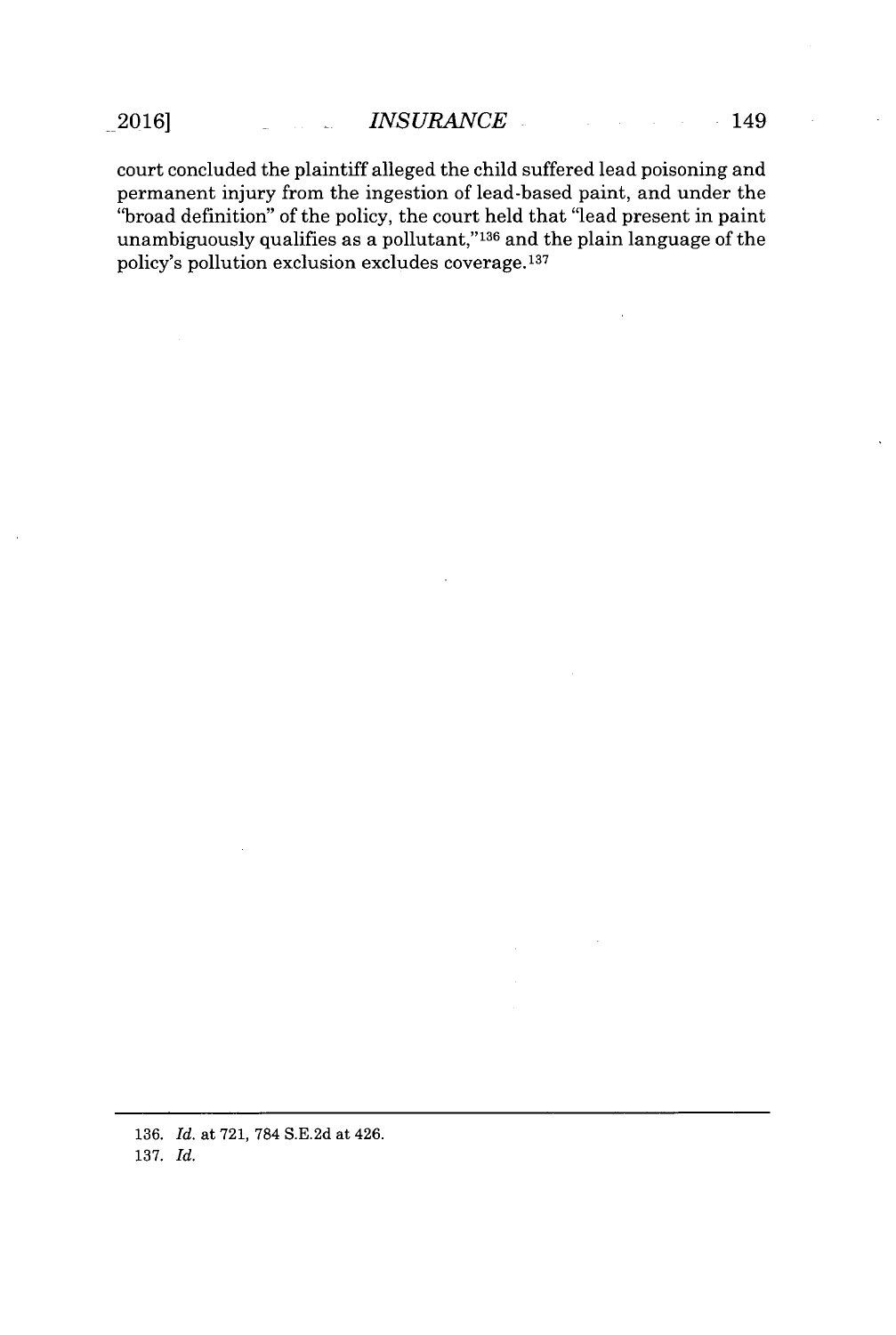court concluded the plaintiff alleged the child suffered lead poisoning and permanent injury from the ingestion of lead-based paint, and under the "broad definition" of the policy, the court held that "lead present in paint unambiguously qualifies as a pollutant,"[136] and the plain language of the policy's pollution exclusion excludes coverage.[137]

---

136. *Id.* at 721, 784 S.E.2d at 426.

137. *Id.*